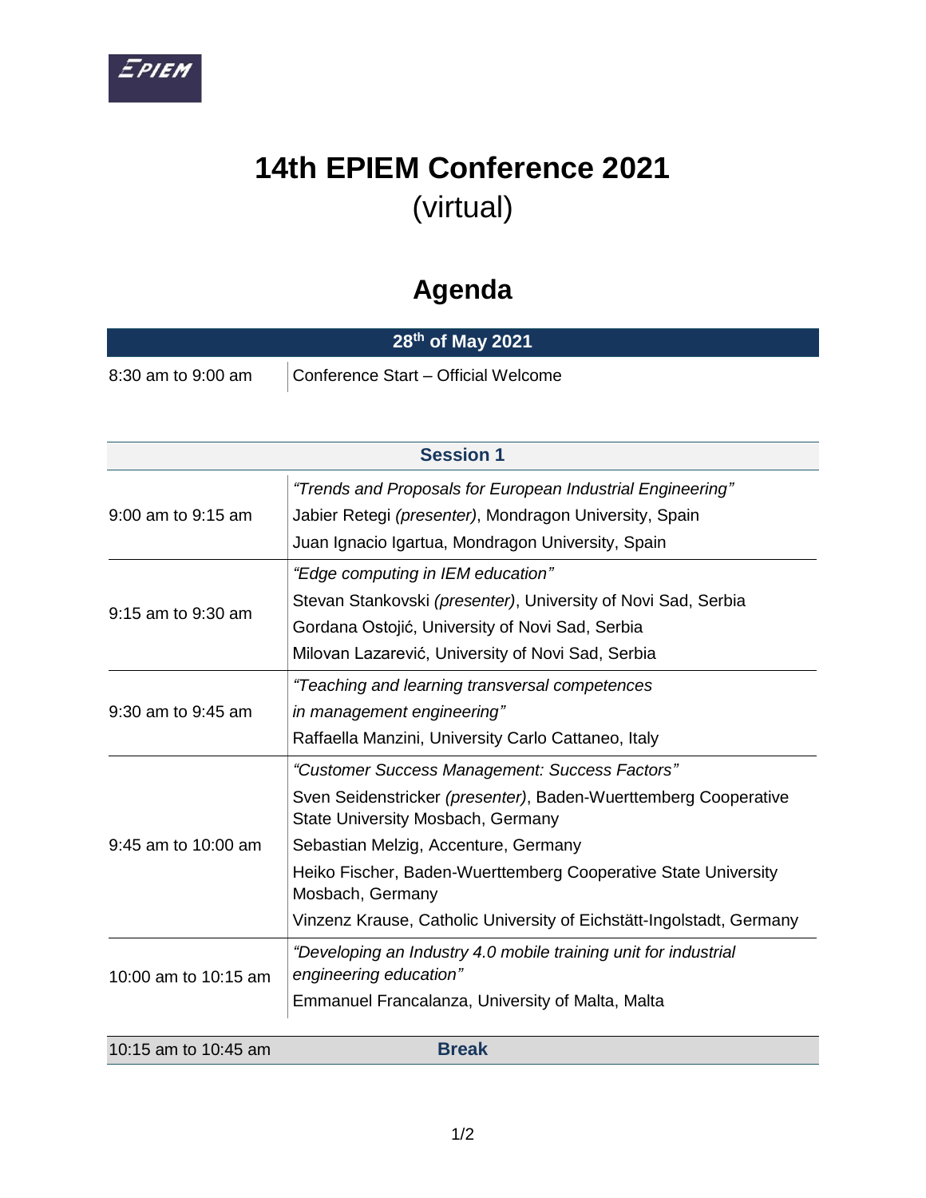# 14th EPIEM Conference 2021

(virtual)

## Agenda

| 28th of May 2021 | |
|---|---|
| 8:30 am to 9:00 am | Conference Start – Official Welcome |

| Session 1 | |
|---|---|
| 9:00 am to 9:15 am | *"Trends and Proposals for European Industrial Engineering"*<br>Jabier Retegi *(presenter)*, Mondragon University, Spain<br>Juan Ignacio Igartua, Mondragon University, Spain |
| 9:15 am to 9:30 am | *"Edge computing in IEM education"*<br>Stevan Stankovski *(presenter)*, University of Novi Sad, Serbia<br>Gordana Ostojić, University of Novi Sad, Serbia<br>Milovan Lazarević, University of Novi Sad, Serbia |
| 9:30 am to 9:45 am | *"Teaching and learning transversal competences in management engineering"*<br>Raffaella Manzini, University Carlo Cattaneo, Italy |
| 9:45 am to 10:00 am | *"Customer Success Management: Success Factors"*<br>Sven Seidenstricker *(presenter)*, Baden-Wuerttemberg Cooperative State University Mosbach, Germany<br>Sebastian Melzig, Accenture, Germany<br>Heiko Fischer, Baden-Wuerttemberg Cooperative State University Mosbach, Germany<br>Vinzenz Krause, Catholic University of Eichstätt-Ingolstadt, Germany |
| 10:00 am to 10:15 am | *"Developing an Industry 4.0 mobile training unit for industrial engineering education"*<br>Emmanuel Francalanza, University of Malta, Malta |
| 10:15 am to 10:45 am | **Break** |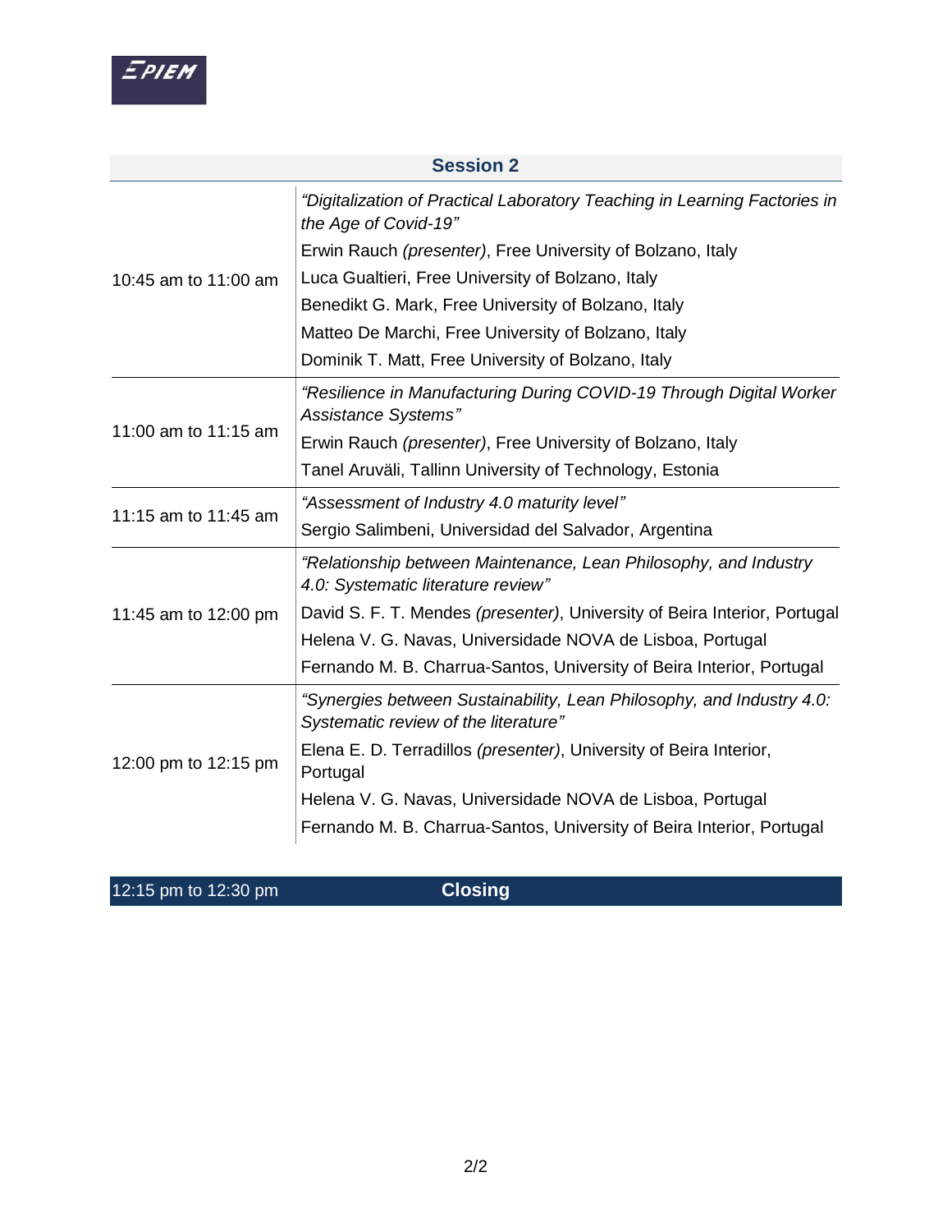| Session 2 | |
|---|---|
| 10:45 am to 11:00 am | *"Digitalization of Practical Laboratory Teaching in Learning Factories in the Age of Covid-19"*<br>Erwin Rauch *(presenter)*, Free University of Bolzano, Italy<br>Luca Gualtieri, Free University of Bolzano, Italy<br>Benedikt G. Mark, Free University of Bolzano, Italy<br>Matteo De Marchi, Free University of Bolzano, Italy<br>Dominik T. Matt, Free University of Bolzano, Italy |
| 11:00 am to 11:15 am | *"Resilience in Manufacturing During COVID-19 Through Digital Worker Assistance Systems"*<br>Erwin Rauch *(presenter)*, Free University of Bolzano, Italy<br>Tanel Aruväli, Tallinn University of Technology, Estonia |
| 11:15 am to 11:45 am | *"Assessment of Industry 4.0 maturity level"*<br>Sergio Salimbeni, Universidad del Salvador, Argentina |
| 11:45 am to 12:00 pm | *"Relationship between Maintenance, Lean Philosophy, and Industry 4.0: Systematic literature review"*<br>David S. F. T. Mendes *(presenter)*, University of Beira Interior, Portugal<br>Helena V. G. Navas, Universidade NOVA de Lisboa, Portugal<br>Fernando M. B. Charrua-Santos, University of Beira Interior, Portugal |
| 12:00 pm to 12:15 pm | *"Synergies between Sustainability, Lean Philosophy, and Industry 4.0: Systematic review of the literature"*<br>Elena E. D. Terradillos *(presenter)*, University of Beira Interior, Portugal<br>Helena V. G. Navas, Universidade NOVA de Lisboa, Portugal<br>Fernando M. B. Charrua-Santos, University of Beira Interior, Portugal |

| 12:15 pm to 12:30 pm | **Closing** |
|---|---|